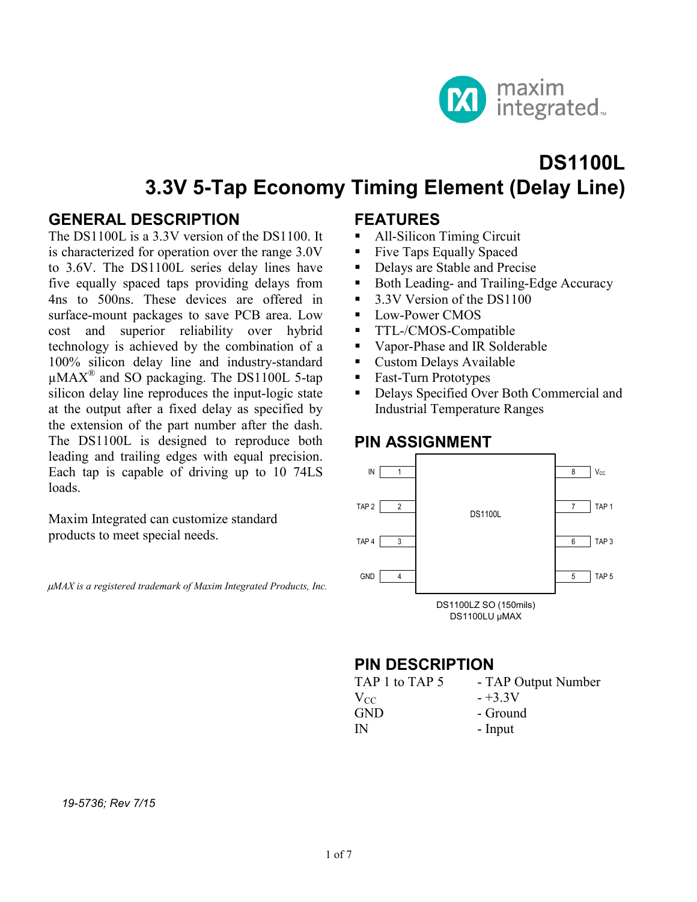# DS1100L

# 3.3V 5-Tap Economy Timing Element (Delay Line)

## GENERAL DESCRIPTION

The DS1100L is a 3.3V version of the DS1100. It is characterized for operation over the range 3.0V to 3.6V. The DS1100L series delay lines have five equally spaced taps providing delays from 4ns to 500ns. These devices are offered in surface-mount packages to save PCB area. Low cost and superior reliability over hybrid technology is achieved by the combination of a 100% silicon delay line and industry-standard µMAX® and SO packaging. The DS1100L 5-tap silicon delay line reproduces the input-logic state at the output after a fixed delay as specified by the extension of the part number after the dash. The DS1100L is designed to reproduce both leading and trailing edges with equal precision. Each tap is capable of driving up to 10 74LS loads.

Maxim Integrated can customize standard products to meet special needs.

*µMAX is a registered trademark of Maxim Integrated Products, Inc.*

## FEATURES

- All-Silicon Timing Circuit
- Five Taps Equally Spaced
- Delays are Stable and Precise
- Both Leading- and Trailing-Edge Accuracy
- 3.3V Version of the DS1100
- Low-Power CMOS
- TTL-/CMOS-Compatible
- Vapor-Phase and IR Solderable
- Custom Delays Available
- Fast-Turn Prototypes
- Delays Specified Over Both Commercial and Industrial Temperature Ranges

## PIN ASSIGNMENT

| Pin Name | Pin | Pin | Pin Name |
|---|---|---|---|
| IN | 1 | 8 | $V_{CC}$ |
| TAP 2 | 2 | 7 | TAP 1 |
| TAP 4 | 3 | 6 | TAP 3 |
| GND | 4 | 5 | TAP 5 |

DS1100L

DS1100LZ SO (150mils)
DS1100LU µMAX

## PIN DESCRIPTION

| | |
|---|---|
| TAP 1 to TAP 5 | - TAP Output Number |
| $V_{CC}$ | - +3.3V |
| GND | - Ground |
| IN | - Input |

*19-5736; Rev 7/15*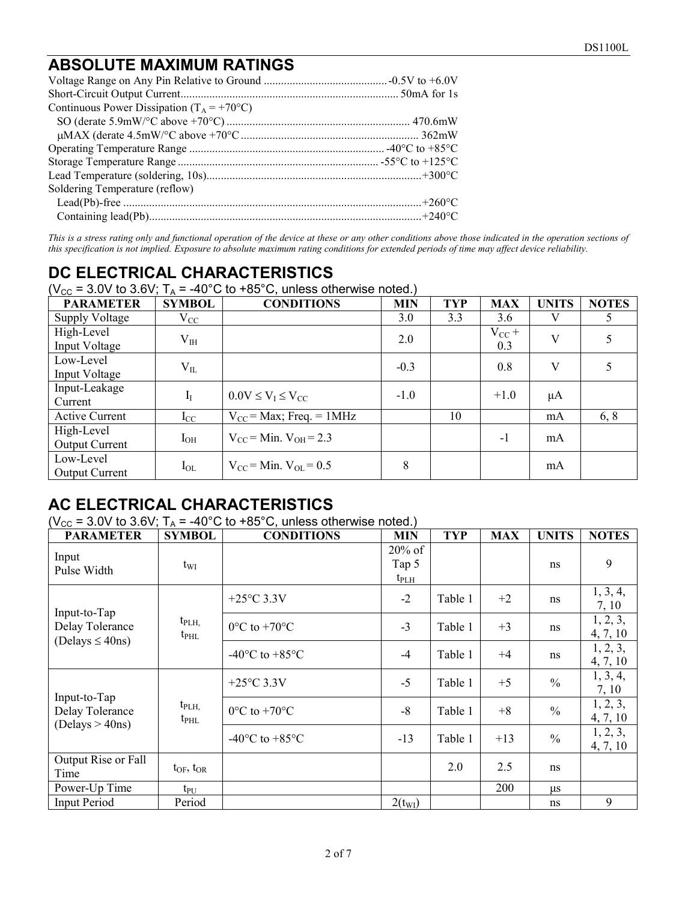## ABSOLUTE MAXIMUM RATINGS

Voltage Range on Any Pin Relative to Ground ........................................... -0.5V to +6.0V
Short-Circuit Output Current........................................................................... 50mA for 1s
Continuous Power Dissipation ($T_A$ = +70°C)
  SO (derate 5.9mW/°C above +70°C) ............................................................... 470.6mW
  µMAX (derate 4.5mW/°C above +70°C ............................................................. 362mW
Operating Temperature Range ................................................................... -40°C to +85°C
Storage Temperature Range ..................................................................... -55°C to +125°C
Lead Temperature (soldering, 10s)..........................................................................+300°C
Soldering Temperature (reflow)
  Lead(Pb)-free .......................................................................................................+260°C
  Containing lead(Pb)..............................................................................................+240°C

*This is a stress rating only and functional operation of the device at these or any other conditions above those indicated in the operation sections of this specification is not implied. Exposure to absolute maximum rating conditions for extended periods of time may affect device reliability.*

## DC ELECTRICAL CHARACTERISTICS

($V_{CC}$ = 3.0V to 3.6V; $T_A$ = -40°C to +85°C, unless otherwise noted.)

| PARAMETER | SYMBOL | CONDITIONS | MIN | TYP | MAX | UNITS | NOTES |
|---|---|---|---|---|---|---|---|
| Supply Voltage | $V_{CC}$ | | 3.0 | 3.3 | 3.6 | V | 5 |
| High-Level Input Voltage | $V_{IH}$ | | 2.0 | | $V_{CC}$ + 0.3 | V | 5 |
| Low-Level Input Voltage | $V_{IL}$ | | -0.3 | | 0.8 | V | 5 |
| Input-Leakage Current | $I_I$ | $0.0V \leq V_I \leq V_{CC}$ | -1.0 | | +1.0 | µA | |
| Active Current | $I_{CC}$ | $V_{CC}$ = Max; Freq. = 1MHz | | 10 | | mA | 6, 8 |
| High-Level Output Current | $I_{OH}$ | $V_{CC}$ = Min. $V_{OH}$ = 2.3 | | | -1 | mA | |
| Low-Level Output Current | $I_{OL}$ | $V_{CC}$ = Min. $V_{OL}$ = 0.5 | 8 | | | mA | |

## AC ELECTRICAL CHARACTERISTICS

($V_{CC}$ = 3.0V to 3.6V; $T_A$ = -40°C to +85°C, unless otherwise noted.)

| PARAMETER | SYMBOL | CONDITIONS | MIN | TYP | MAX | UNITS | NOTES |
|---|---|---|---|---|---|---|---|
| Input Pulse Width | $t_{WI}$ | | 20% of Tap 5 $t_{PLH}$ | | | ns | 9 |
| Input-to-Tap Delay Tolerance (Delays ≤ 40ns) | $t_{PLH}$, $t_{PHL}$ | +25°C 3.3V | -2 | Table 1 | +2 | ns | 1, 3, 4, 7, 10 |
| | | 0°C to +70°C | -3 | Table 1 | +3 | ns | 1, 2, 3, 4, 7, 10 |
| | | -40°C to +85°C | -4 | Table 1 | +4 | ns | 1, 2, 3, 4, 7, 10 |
| Input-to-Tap Delay Tolerance (Delays > 40ns) | $t_{PLH}$, $t_{PHL}$ | +25°C 3.3V | -5 | Table 1 | +5 | % | 1, 3, 4, 7, 10 |
| | | 0°C to +70°C | -8 | Table 1 | +8 | % | 1, 2, 3, 4, 7, 10 |
| | | -40°C to +85°C | -13 | Table 1 | +13 | % | 1, 2, 3, 4, 7, 10 |
| Output Rise or Fall Time | $t_{OF}$, $t_{OR}$ | | | 2.0 | 2.5 | ns | |
| Power-Up Time | $t_{PU}$ | | | | 200 | µs | |
| Input Period | Period | | 2($t_{WI}$) | | | ns | 9 |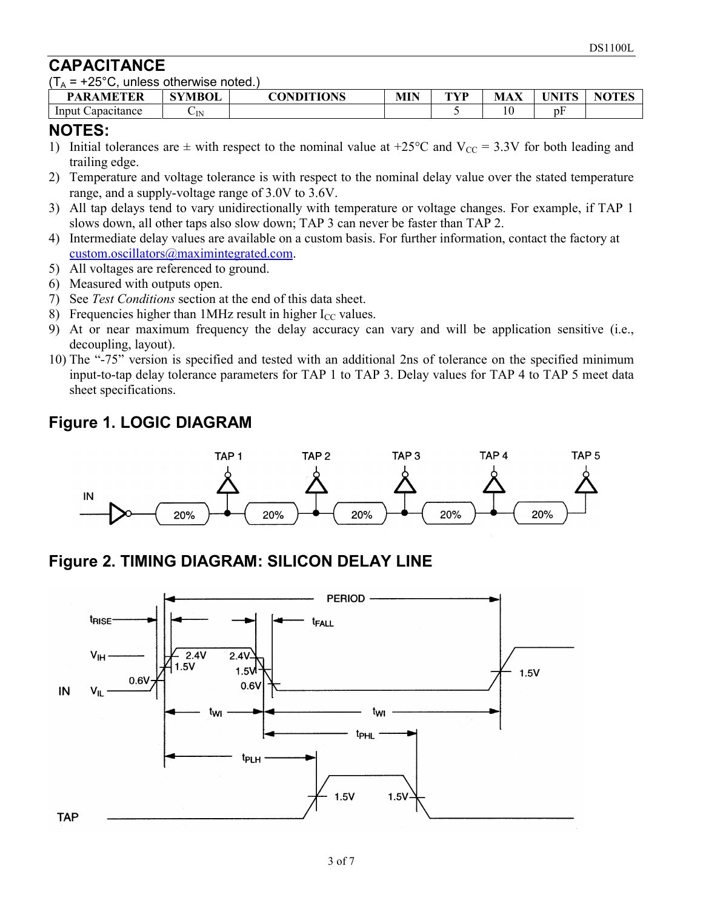## CAPACITANCE

($T_A$ = +25°C, unless otherwise noted.)

| PARAMETER | SYMBOL | CONDITIONS | MIN | TYP | MAX | UNITS | NOTES |
|---|---|---|---|---|---|---|---|
| Input Capacitance | $C_{IN}$ | | | 5 | 10 | pF | |

## NOTES:

1) Initial tolerances are ± with respect to the nominal value at +25°C and $V_{CC}$ = 3.3V for both leading and trailing edge.
2) Temperature and voltage tolerance is with respect to the nominal delay value over the stated temperature range, and a supply-voltage range of 3.0V to 3.6V.
3) All tap delays tend to vary unidirectionally with temperature or voltage changes. For example, if TAP 1 slows down, all other taps also slow down; TAP 3 can never be faster than TAP 2.
4) Intermediate delay values are available on a custom basis. For further information, contact the factory at custom.oscillators@maximintegrated.com.
5) All voltages are referenced to ground.
6) Measured with outputs open.
7) See *Test Conditions* section at the end of this data sheet.
8) Frequencies higher than 1MHz result in higher $I_{CC}$ values.
9) At or near maximum frequency the delay accuracy can vary and will be application sensitive (i.e., decoupling, layout).
10) The "-75" version is specified and tested with an additional 2ns of tolerance on the specified minimum input-to-tap delay tolerance parameters for TAP 1 to TAP 3. Delay values for TAP 4 to TAP 5 meet data sheet specifications.

## Figure 1. LOGIC DIAGRAM

## Figure 2. TIMING DIAGRAM: SILICON DELAY LINE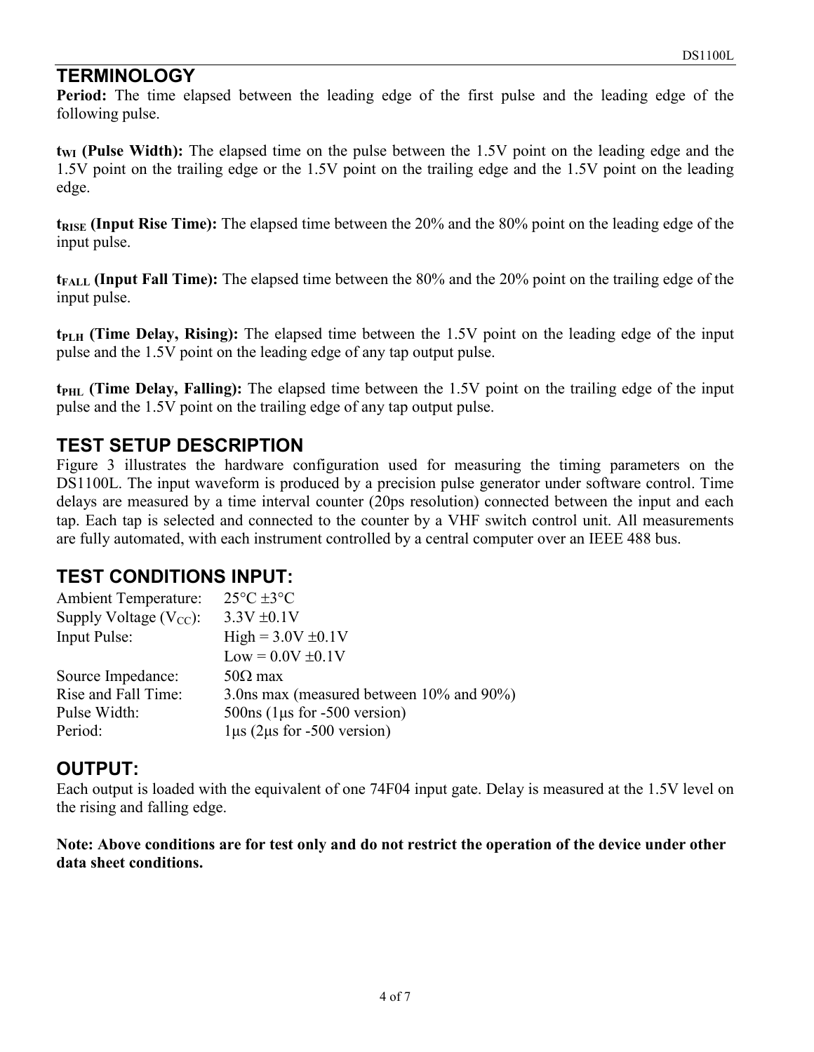## TERMINOLOGY

**Period:** The time elapsed between the leading edge of the first pulse and the leading edge of the following pulse.

**$t_{WI}$ (Pulse Width):** The elapsed time on the pulse between the 1.5V point on the leading edge and the 1.5V point on the trailing edge or the 1.5V point on the trailing edge and the 1.5V point on the leading edge.

**$t_{RISE}$ (Input Rise Time):** The elapsed time between the 20% and the 80% point on the leading edge of the input pulse.

**$t_{FALL}$ (Input Fall Time):** The elapsed time between the 80% and the 20% point on the trailing edge of the input pulse.

**$t_{PLH}$ (Time Delay, Rising):** The elapsed time between the 1.5V point on the leading edge of the input pulse and the 1.5V point on the leading edge of any tap output pulse.

**$t_{PHL}$ (Time Delay, Falling):** The elapsed time between the 1.5V point on the trailing edge of the input pulse and the 1.5V point on the trailing edge of any tap output pulse.

## TEST SETUP DESCRIPTION

Figure 3 illustrates the hardware configuration used for measuring the timing parameters on the DS1100L. The input waveform is produced by a precision pulse generator under software control. Time delays are measured by a time interval counter (20ps resolution) connected between the input and each tap. Each tap is selected and connected to the counter by a VHF switch control unit. All measurements are fully automated, with each instrument controlled by a central computer over an IEEE 488 bus.

## TEST CONDITIONS INPUT:

| | |
|---|---|
| Ambient Temperature: | 25°C ±3°C |
| Supply Voltage ($V_{CC}$): | 3.3V ±0.1V |
| Input Pulse: | High = 3.0V ±0.1V |
| | Low = 0.0V ±0.1V |
| Source Impedance: | 50Ω max |
| Rise and Fall Time: | 3.0ns max (measured between 10% and 90%) |
| Pulse Width: | 500ns (1μs for -500 version) |
| Period: | 1μs (2μs for -500 version) |

## OUTPUT:

Each output is loaded with the equivalent of one 74F04 input gate. Delay is measured at the 1.5V level on the rising and falling edge.

**Note: Above conditions are for test only and do not restrict the operation of the device under other data sheet conditions.**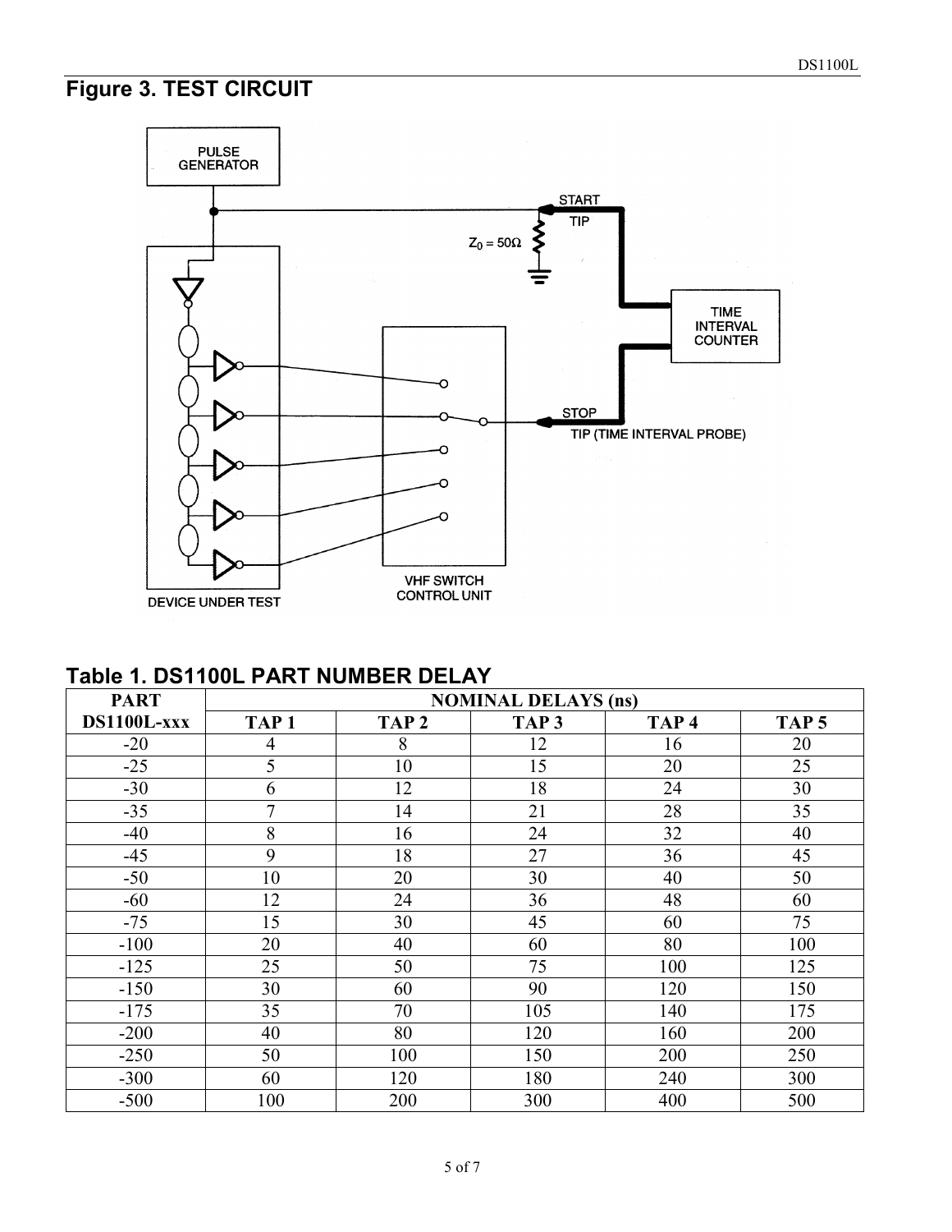## Figure 3. TEST CIRCUIT

PULSE GENERATOR

START TIP

$Z_0 = 50\Omega$

TIME INTERVAL COUNTER

STOP TIP (TIME INTERVAL PROBE)

DEVICE UNDER TEST

VHF SWITCH CONTROL UNIT

## Table 1. DS1100L PART NUMBER DELAY

| PART DS1100L-xxx | NOMINAL DELAYS (ns) | | | | |
|---|---|---|---|---|---|
| | TAP 1 | TAP 2 | TAP 3 | TAP 4 | TAP 5 |
| -20 | 4 | 8 | 12 | 16 | 20 |
| -25 | 5 | 10 | 15 | 20 | 25 |
| -30 | 6 | 12 | 18 | 24 | 30 |
| -35 | 7 | 14 | 21 | 28 | 35 |
| -40 | 8 | 16 | 24 | 32 | 40 |
| -45 | 9 | 18 | 27 | 36 | 45 |
| -50 | 10 | 20 | 30 | 40 | 50 |
| -60 | 12 | 24 | 36 | 48 | 60 |
| -75 | 15 | 30 | 45 | 60 | 75 |
| -100 | 20 | 40 | 60 | 80 | 100 |
| -125 | 25 | 50 | 75 | 100 | 125 |
| -150 | 30 | 60 | 90 | 120 | 150 |
| -175 | 35 | 70 | 105 | 140 | 175 |
| -200 | 40 | 80 | 120 | 160 | 200 |
| -250 | 50 | 100 | 150 | 200 | 250 |
| -300 | 60 | 120 | 180 | 240 | 300 |
| -500 | 100 | 200 | 300 | 400 | 500 |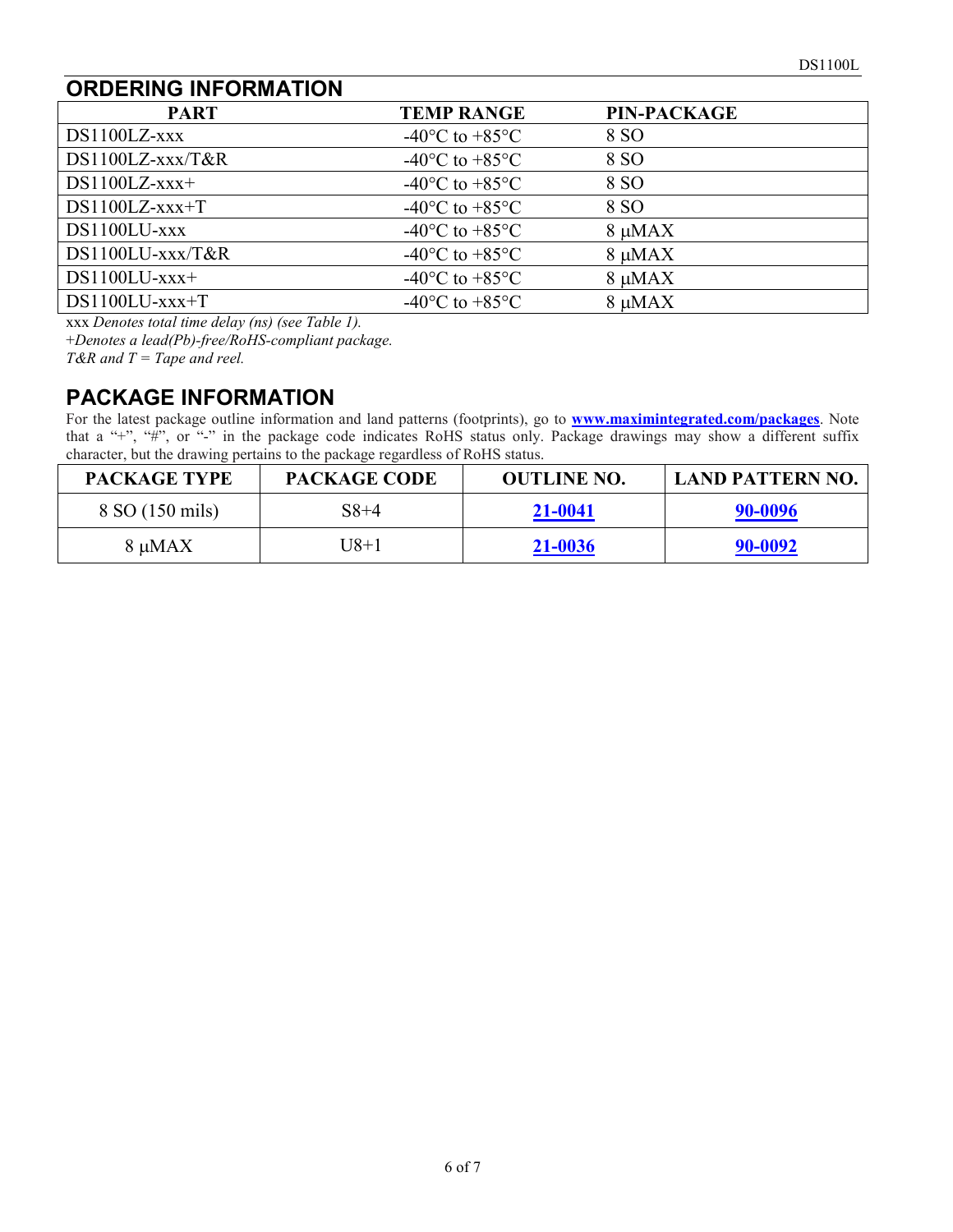## ORDERING INFORMATION

| PART | TEMP RANGE | PIN-PACKAGE |
|---|---|---|
| DS1100LZ-xxx | -40°C to +85°C | 8 SO |
| DS1100LZ-xxx/T&R | -40°C to +85°C | 8 SO |
| DS1100LZ-xxx+ | -40°C to +85°C | 8 SO |
| DS1100LZ-xxx+T | -40°C to +85°C | 8 SO |
| DS1100LU-xxx | -40°C to +85°C | 8 µMAX |
| DS1100LU-xxx/T&R | -40°C to +85°C | 8 µMAX |
| DS1100LU-xxx+ | -40°C to +85°C | 8 µMAX |
| DS1100LU-xxx+T | -40°C to +85°C | 8 µMAX |

xxx *Denotes total time delay (ns) (see Table 1).*
+*Denotes a lead(Pb)-free/RoHS-compliant package.*
*T&R and T = Tape and reel.*

## PACKAGE INFORMATION

For the latest package outline information and land patterns (footprints), go to **www.maximintegrated.com/packages**. Note that a "+", "#", or "-" in the package code indicates RoHS status only. Package drawings may show a different suffix character, but the drawing pertains to the package regardless of RoHS status.

| PACKAGE TYPE | PACKAGE CODE | OUTLINE NO. | LAND PATTERN NO. |
|---|---|---|---|
| 8 SO (150 mils) | S8+4 | **21-0041** | **90-0096** |
| 8 µMAX | U8+1 | **21-0036** | **90-0092** |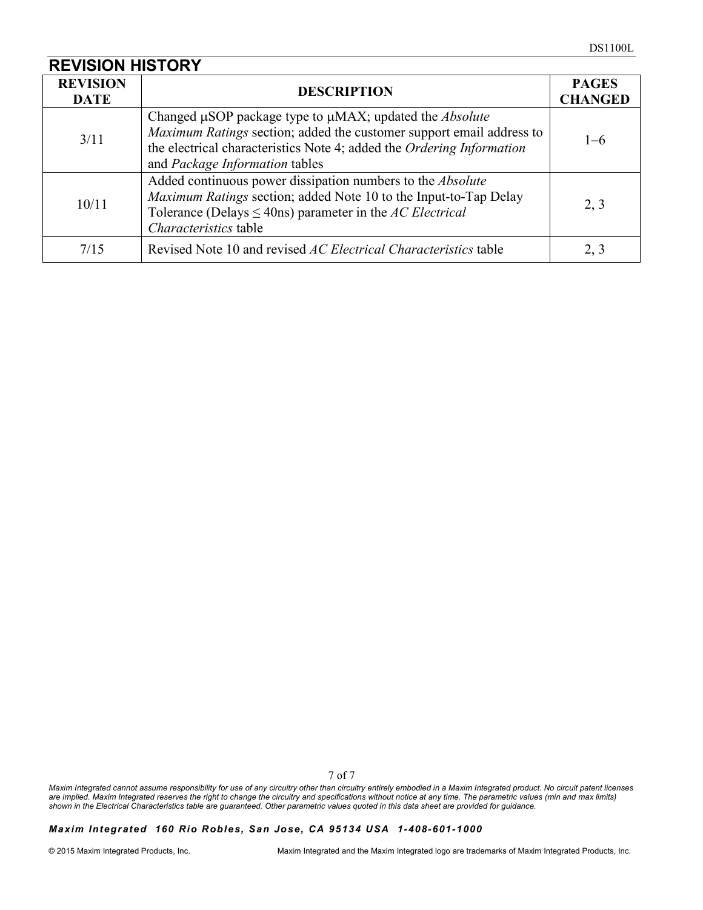## REVISION HISTORY

| REVISION DATE | DESCRIPTION | PAGES CHANGED |
|---|---|---|
| 3/11 | Changed μSOP package type to μMAX; updated the *Absolute Maximum Ratings* section; added the customer support email address to the electrical characteristics Note 4; added the *Ordering Information* and *Package Information* tables | 1–6 |
| 10/11 | Added continuous power dissipation numbers to the *Absolute Maximum Ratings* section; added Note 10 to the Input-to-Tap Delay Tolerance (Delays ≤ 40ns) parameter in the *AC Electrical Characteristics* table | 2, 3 |
| 7/15 | Revised Note 10 and revised *AC Electrical Characteristics* table | 2, 3 |

*Maxim Integrated cannot assume responsibility for use of any circuitry other than circuitry entirely embodied in a Maxim Integrated product. No circuit patent licenses are implied. Maxim Integrated reserves the right to change the circuitry and specifications without notice at any time. The parametric values (min and max limits) shown in the Electrical Characteristics table are guaranteed. Other parametric values quoted in this data sheet are provided for guidance.*

***Maxim Integrated 160 Rio Robles, San Jose, CA 95134 USA 1-408-601-1000***

© 2015 Maxim Integrated Products, Inc. Maxim Integrated and the Maxim Integrated logo are trademarks of Maxim Integrated Products, Inc.